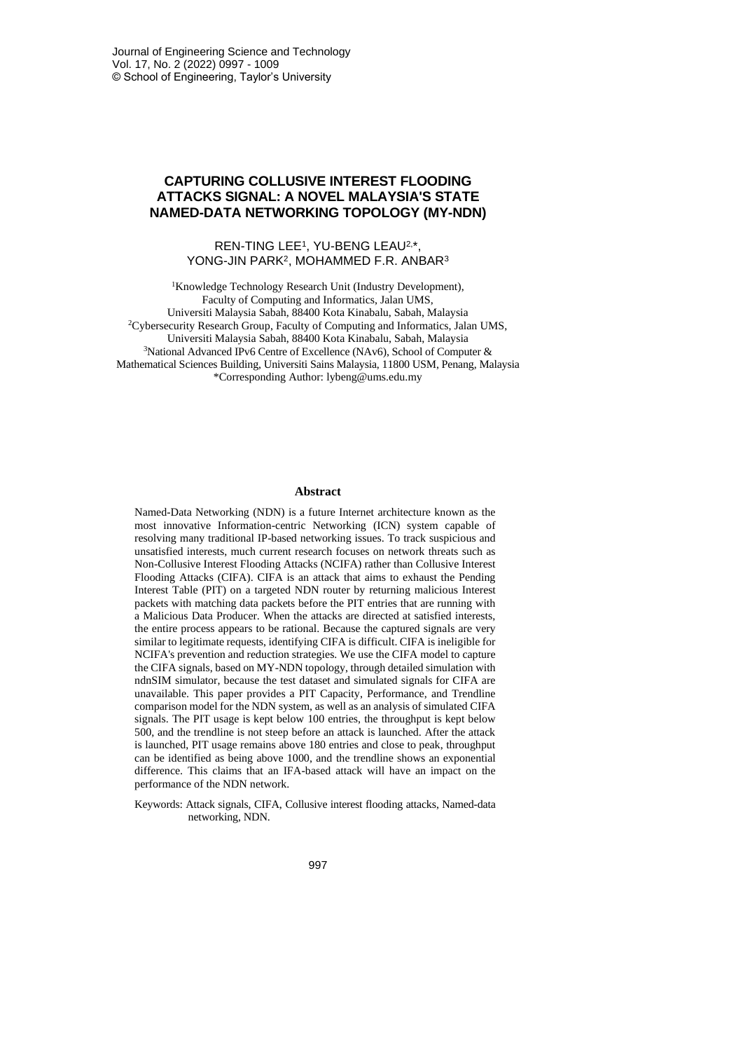# CAPTURING COLLUSIVE INTEREST FLOODING ATTACKS SIGNAL: A NOVEL MALAYSIA'S STATE NAMED-DATA NETWORKING TOPOLOGY (MY-NDN)

REN-TING LEE[1], YU-BENG LEAU[2,*], YONG-JIN PARK[2], MOHAMMED F.R. ANBAR[3]

[1]Knowledge Technology Research Unit (Industry Development), Faculty of Computing and Informatics, Jalan UMS, Universiti Malaysia Sabah, 88400 Kota Kinabalu, Sabah, Malaysia
[2]Cybersecurity Research Group, Faculty of Computing and Informatics, Jalan UMS, Universiti Malaysia Sabah, 88400 Kota Kinabalu, Sabah, Malaysia
[3]National Advanced IPv6 Centre of Excellence (NAv6), School of Computer & Mathematical Sciences Building, Universiti Sains Malaysia, 11800 USM, Penang, Malaysia
*Corresponding Author: lybeng@ums.edu.my

## Abstract

Named-Data Networking (NDN) is a future Internet architecture known as the most innovative Information-centric Networking (ICN) system capable of resolving many traditional IP-based networking issues. To track suspicious and unsatisfied interests, much current research focuses on network threats such as Non-Collusive Interest Flooding Attacks (NCIFA) rather than Collusive Interest Flooding Attacks (CIFA). CIFA is an attack that aims to exhaust the Pending Interest Table (PIT) on a targeted NDN router by returning malicious Interest packets with matching data packets before the PIT entries that are running with a Malicious Data Producer. When the attacks are directed at satisfied interests, the entire process appears to be rational. Because the captured signals are very similar to legitimate requests, identifying CIFA is difficult. CIFA is ineligible for NCIFA's prevention and reduction strategies. We use the CIFA model to capture the CIFA signals, based on MY-NDN topology, through detailed simulation with ndnSIM simulator, because the test dataset and simulated signals for CIFA are unavailable. This paper provides a PIT Capacity, Performance, and Trendline comparison model for the NDN system, as well as an analysis of simulated CIFA signals. The PIT usage is kept below 100 entries, the throughput is kept below 500, and the trendline is not steep before an attack is launched. After the attack is launched, PIT usage remains above 180 entries and close to peak, throughput can be identified as being above 1000, and the trendline shows an exponential difference. This claims that an IFA-based attack will have an impact on the performance of the NDN network.

Keywords: Attack signals, CIFA, Collusive interest flooding attacks, Named-data networking, NDN.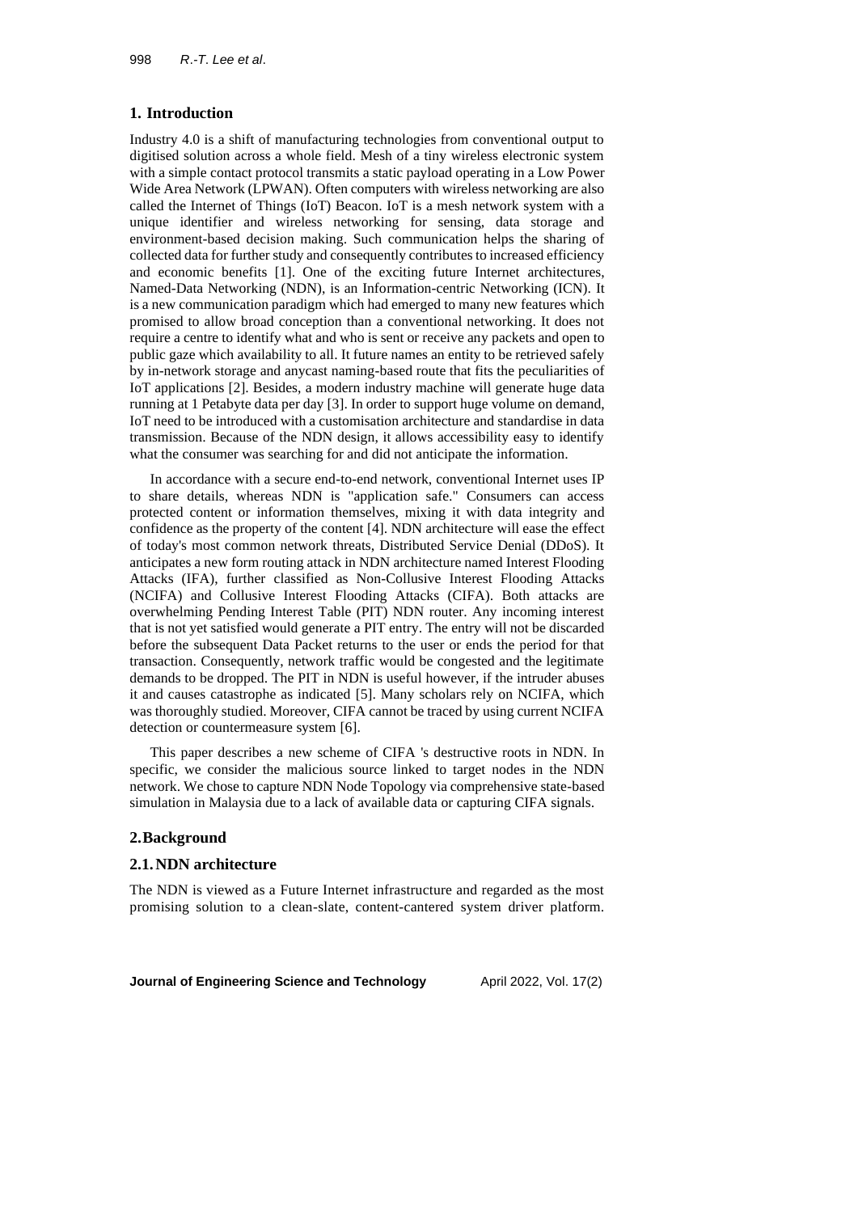## 1. Introduction

Industry 4.0 is a shift of manufacturing technologies from conventional output to digitised solution across a whole field. Mesh of a tiny wireless electronic system with a simple contact protocol transmits a static payload operating in a Low Power Wide Area Network (LPWAN). Often computers with wireless networking are also called the Internet of Things (IoT) Beacon. IoT is a mesh network system with a unique identifier and wireless networking for sensing, data storage and environment-based decision making. Such communication helps the sharing of collected data for further study and consequently contributes to increased efficiency and economic benefits [1]. One of the exciting future Internet architectures, Named-Data Networking (NDN), is an Information-centric Networking (ICN). It is a new communication paradigm which had emerged to many new features which promised to allow broad conception than a conventional networking. It does not require a centre to identify what and who is sent or receive any packets and open to public gaze which availability to all. It future names an entity to be retrieved safely by in-network storage and anycast naming-based route that fits the peculiarities of IoT applications [2]. Besides, a modern industry machine will generate huge data running at 1 Petabyte data per day [3]. In order to support huge volume on demand, IoT need to be introduced with a customisation architecture and standardise in data transmission. Because of the NDN design, it allows accessibility easy to identify what the consumer was searching for and did not anticipate the information.

In accordance with a secure end-to-end network, conventional Internet uses IP to share details, whereas NDN is "application safe." Consumers can access protected content or information themselves, mixing it with data integrity and confidence as the property of the content [4]. NDN architecture will ease the effect of today's most common network threats, Distributed Service Denial (DDoS). It anticipates a new form routing attack in NDN architecture named Interest Flooding Attacks (IFA), further classified as Non-Collusive Interest Flooding Attacks (NCIFA) and Collusive Interest Flooding Attacks (CIFA). Both attacks are overwhelming Pending Interest Table (PIT) NDN router. Any incoming interest that is not yet satisfied would generate a PIT entry. The entry will not be discarded before the subsequent Data Packet returns to the user or ends the period for that transaction. Consequently, network traffic would be congested and the legitimate demands to be dropped. The PIT in NDN is useful however, if the intruder abuses it and causes catastrophe as indicated [5]. Many scholars rely on NCIFA, which was thoroughly studied. Moreover, CIFA cannot be traced by using current NCIFA detection or countermeasure system [6].

This paper describes a new scheme of CIFA 's destructive roots in NDN. In specific, we consider the malicious source linked to target nodes in the NDN network. We chose to capture NDN Node Topology via comprehensive state-based simulation in Malaysia due to a lack of available data or capturing CIFA signals.

## 2. Background

### 2.1. NDN architecture

The NDN is viewed as a Future Internet infrastructure and regarded as the most promising solution to a clean-slate, content-cantered system driver platform.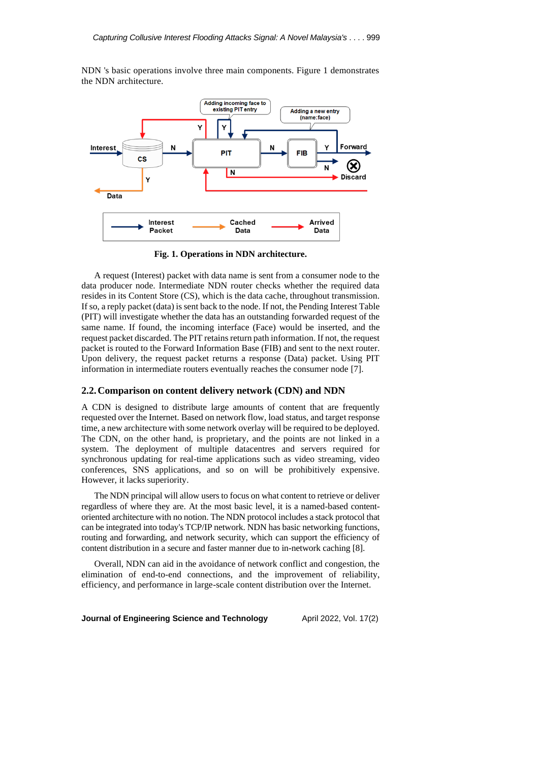NDN 's basic operations involve three main components. Figure 1 demonstrates the NDN architecture.

**Fig. 1. Operations in NDN architecture.**

A request (Interest) packet with data name is sent from a consumer node to the data producer node. Intermediate NDN router checks whether the required data resides in its Content Store (CS), which is the data cache, throughout transmission. If so, a reply packet (data) is sent back to the node. If not, the Pending Interest Table (PIT) will investigate whether the data has an outstanding forwarded request of the same name. If found, the incoming interface (Face) would be inserted, and the request packet discarded. The PIT retains return path information. If not, the request packet is routed to the Forward Information Base (FIB) and sent to the next router. Upon delivery, the request packet returns a response (Data) packet. Using PIT information in intermediate routers eventually reaches the consumer node [7].

## 2.2. Comparison on content delivery network (CDN) and NDN

A CDN is designed to distribute large amounts of content that are frequently requested over the Internet. Based on network flow, load status, and target response time, a new architecture with some network overlay will be required to be deployed. The CDN, on the other hand, is proprietary, and the points are not linked in a system. The deployment of multiple datacentres and servers required for synchronous updating for real-time applications such as video streaming, video conferences, SNS applications, and so on will be prohibitively expensive. However, it lacks superiority.

The NDN principal will allow users to focus on what content to retrieve or deliver regardless of where they are. At the most basic level, it is a named-based content-oriented architecture with no notion. The NDN protocol includes a stack protocol that can be integrated into today's TCP/IP network. NDN has basic networking functions, routing and forwarding, and network security, which can support the efficiency of content distribution in a secure and faster manner due to in-network caching [8].

Overall, NDN can aid in the avoidance of network conflict and congestion, the elimination of end-to-end connections, and the improvement of reliability, efficiency, and performance in large-scale content distribution over the Internet.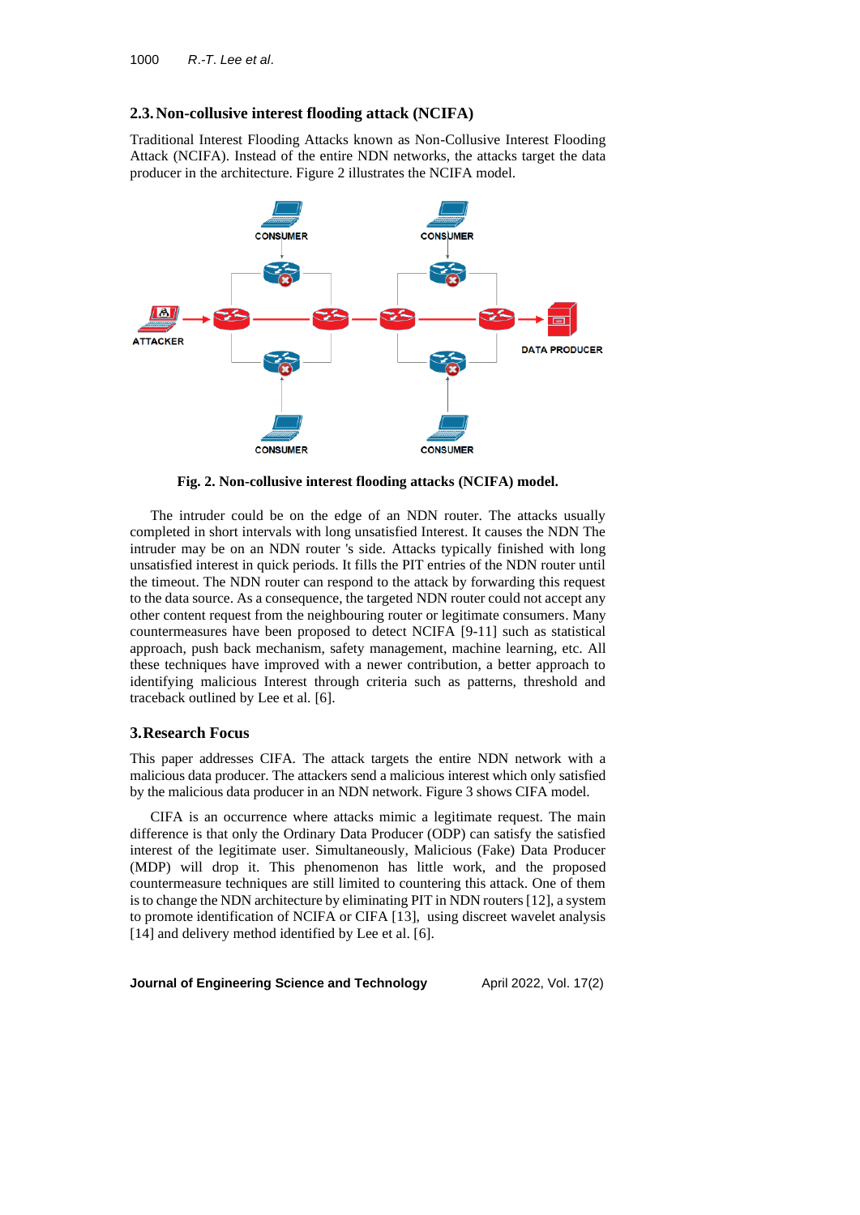### 2.3. Non-collusive interest flooding attack (NCIFA)

Traditional Interest Flooding Attacks known as Non-Collusive Interest Flooding Attack (NCIFA). Instead of the entire NDN networks, the attacks target the data producer in the architecture. Figure 2 illustrates the NCIFA model.

**Fig. 2. Non-collusive interest flooding attacks (NCIFA) model.**

The intruder could be on the edge of an NDN router. The attacks usually completed in short intervals with long unsatisfied Interest. It causes the NDN The intruder may be on an NDN router 's side. Attacks typically finished with long unsatisfied interest in quick periods. It fills the PIT entries of the NDN router until the timeout. The NDN router can respond to the attack by forwarding this request to the data source. As a consequence, the targeted NDN router could not accept any other content request from the neighbouring router or legitimate consumers. Many countermeasures have been proposed to detect NCIFA [9-11] such as statistical approach, push back mechanism, safety management, machine learning, etc. All these techniques have improved with a newer contribution, a better approach to identifying malicious Interest through criteria such as patterns, threshold and traceback outlined by Lee et al. [6].

## 3. Research Focus

This paper addresses CIFA. The attack targets the entire NDN network with a malicious data producer. The attackers send a malicious interest which only satisfied by the malicious data producer in an NDN network. Figure 3 shows CIFA model.

CIFA is an occurrence where attacks mimic a legitimate request. The main difference is that only the Ordinary Data Producer (ODP) can satisfy the satisfied interest of the legitimate user. Simultaneously, Malicious (Fake) Data Producer (MDP) will drop it. This phenomenon has little work, and the proposed countermeasure techniques are still limited to countering this attack. One of them is to change the NDN architecture by eliminating PIT in NDN routers [12], a system to promote identification of NCIFA or CIFA [13], using discreet wavelet analysis [14] and delivery method identified by Lee et al. [6].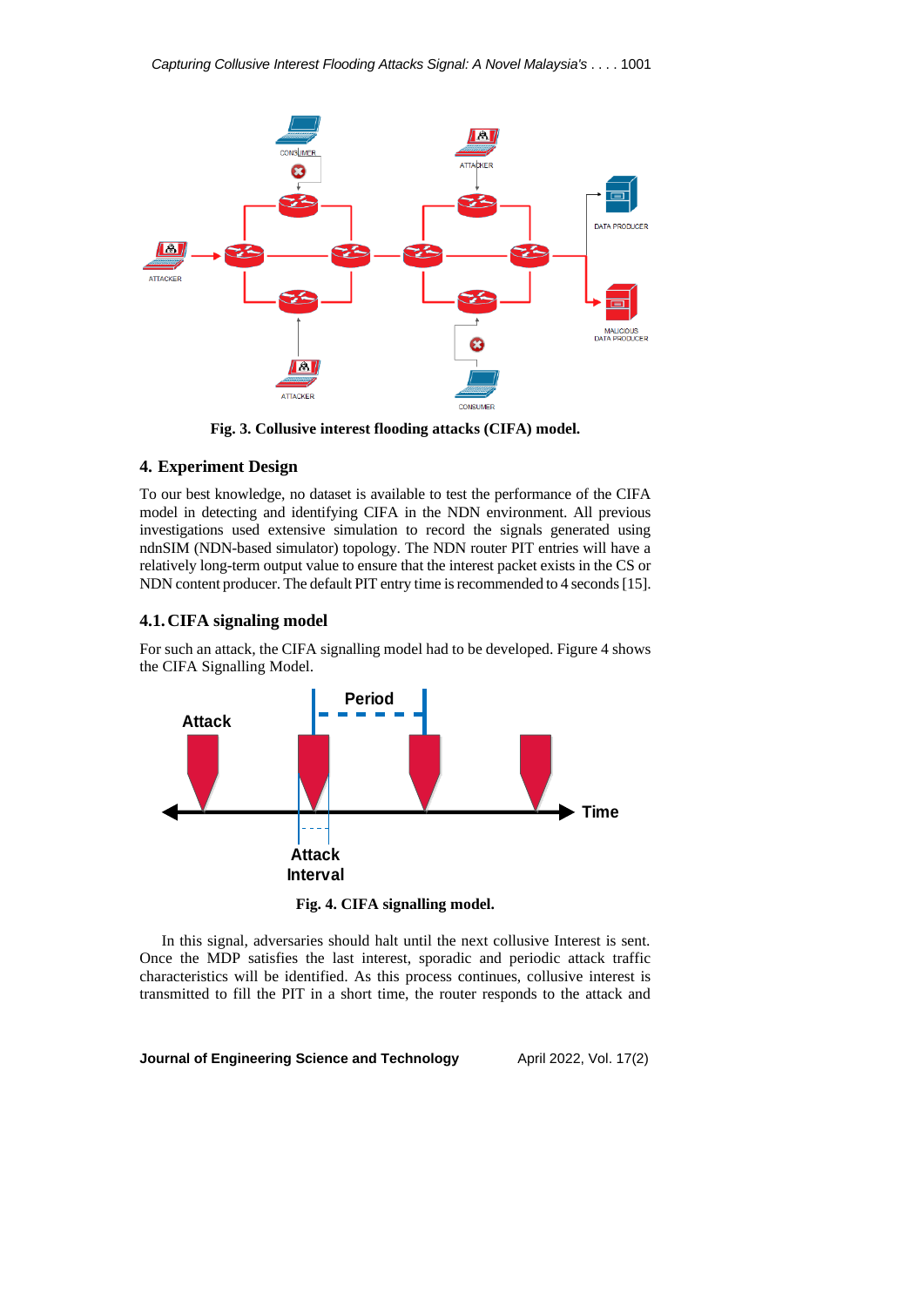**Fig. 3. Collusive interest flooding attacks (CIFA) model.**

## 4. Experiment Design

To our best knowledge, no dataset is available to test the performance of the CIFA model in detecting and identifying CIFA in the NDN environment. All previous investigations used extensive simulation to record the signals generated using ndnSIM (NDN-based simulator) topology. The NDN router PIT entries will have a relatively long-term output value to ensure that the interest packet exists in the CS or NDN content producer. The default PIT entry time is recommended to 4 seconds [15].

### 4.1. CIFA signaling model

For such an attack, the CIFA signalling model had to be developed. Figure 4 shows the CIFA Signalling Model.

**Fig. 4. CIFA signalling model.**

In this signal, adversaries should halt until the next collusive Interest is sent. Once the MDP satisfies the last interest, sporadic and periodic attack traffic characteristics will be identified. As this process continues, collusive interest is transmitted to fill the PIT in a short time, the router responds to the attack and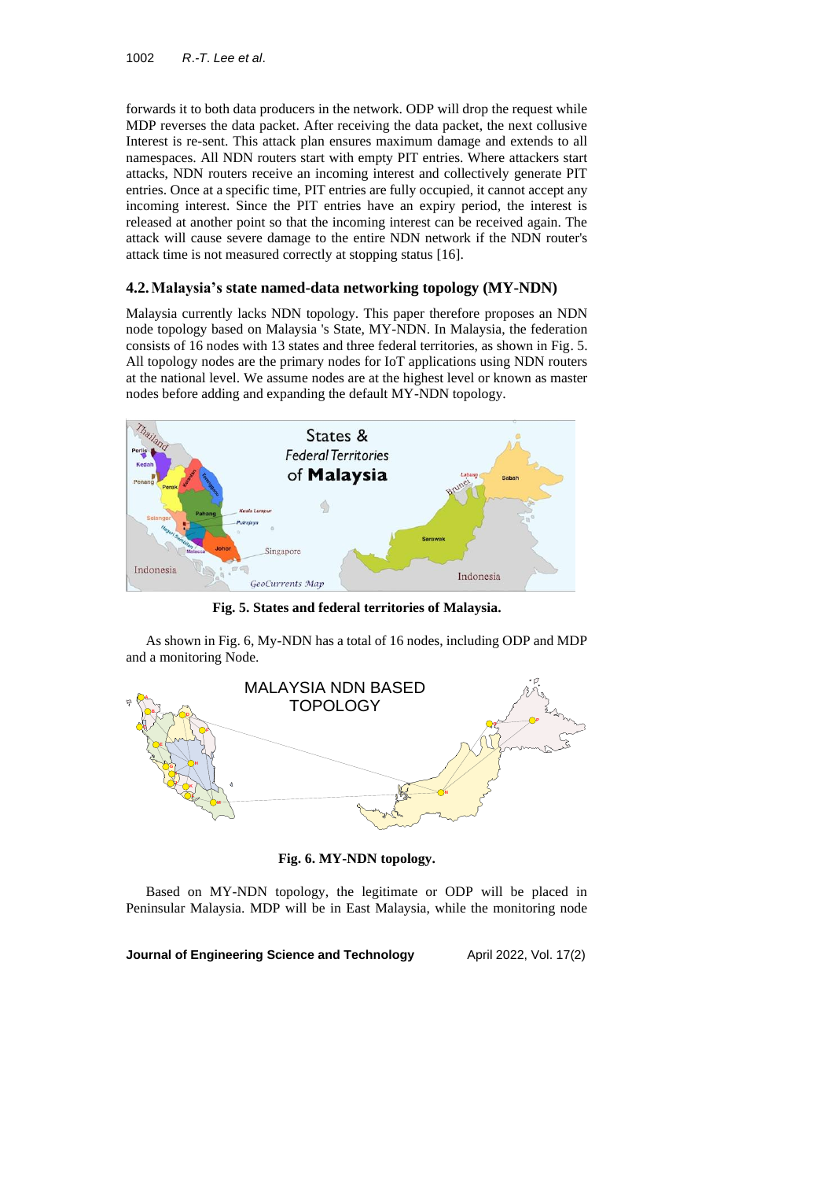forwards it to both data producers in the network. ODP will drop the request while MDP reverses the data packet. After receiving the data packet, the next collusive Interest is re-sent. This attack plan ensures maximum damage and extends to all namespaces. All NDN routers start with empty PIT entries. Where attackers start attacks, NDN routers receive an incoming interest and collectively generate PIT entries. Once at a specific time, PIT entries are fully occupied, it cannot accept any incoming interest. Since the PIT entries have an expiry period, the interest is released at another point so that the incoming interest can be received again. The attack will cause severe damage to the entire NDN network if the NDN router's attack time is not measured correctly at stopping status [16].

### 4.2. Malaysia's state named-data networking topology (MY-NDN)

Malaysia currently lacks NDN topology. This paper therefore proposes an NDN node topology based on Malaysia 's State, MY-NDN. In Malaysia, the federation consists of 16 nodes with 13 states and three federal territories, as shown in Fig. 5. All topology nodes are the primary nodes for IoT applications using NDN routers at the national level. We assume nodes are at the highest level or known as master nodes before adding and expanding the default MY-NDN topology.

**Fig. 5. States and federal territories of Malaysia.**

As shown in Fig. 6, My-NDN has a total of 16 nodes, including ODP and MDP and a monitoring Node.

**Fig. 6. MY-NDN topology.**

Based on MY-NDN topology, the legitimate or ODP will be placed in Peninsular Malaysia. MDP will be in East Malaysia, while the monitoring node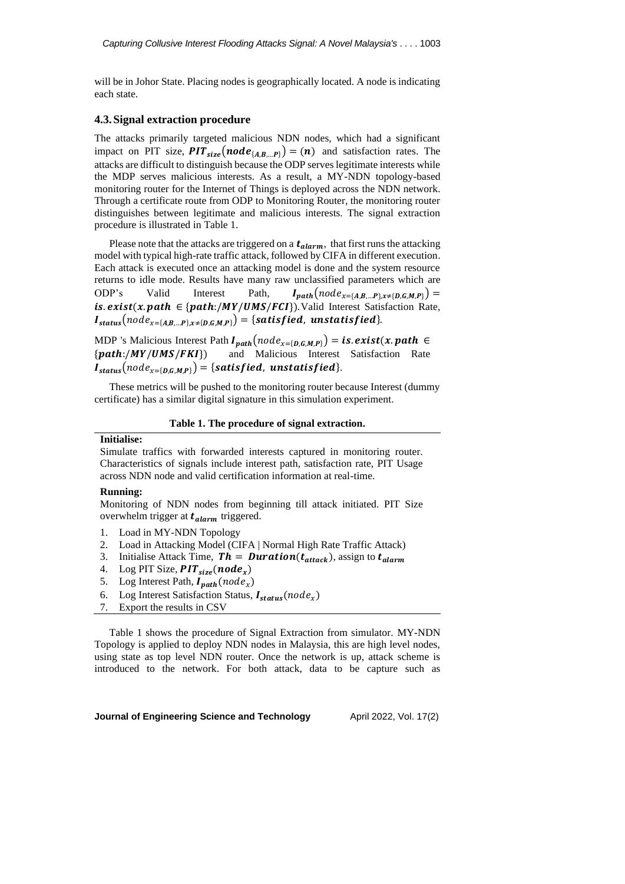will be in Johor State. Placing nodes is geographically located. A node is indicating each state.

### 4.3. Signal extraction procedure

The attacks primarily targeted malicious NDN nodes, which had a significant impact on PIT size, $\boldsymbol{PIT_{size}}(\boldsymbol{node_{\{A,B,\ldots P\}}}) = (\boldsymbol{n})$ and satisfaction rates. The attacks are difficult to distinguish because the ODP serves legitimate interests while the MDP serves malicious interests. As a result, a MY-NDN topology-based monitoring router for the Internet of Things is deployed across the NDN network. Through a certificate route from ODP to Monitoring Router, the monitoring router distinguishes between legitimate and malicious interests. The signal extraction procedure is illustrated in Table 1.

Please note that the attacks are triggered on a $\boldsymbol{t_{alarm}}$, that first runs the attacking model with typical high-rate traffic attack, followed by CIFA in different execution. Each attack is executed once an attacking model is done and the system resource returns to idle mode. Results have many raw unclassified parameters which are ODP's Valid Interest Path, $\boldsymbol{I_{path}}(node_{x=\{\boldsymbol{A,B,\ldots P}\},x\neq\{\boldsymbol{D,G,M,P}\}}) = \boldsymbol{is.exist}(\boldsymbol{x.path} \in \{\boldsymbol{path:/MY/UMS/FCI}\})$. Valid Interest Satisfaction Rate, $\boldsymbol{I_{status}}(node_{x=\{\boldsymbol{A,B,\ldots P}\},x\neq\{\boldsymbol{D,G,M,P}\}}) = \{\boldsymbol{satisfied},\ \boldsymbol{unstatisfied}\}$.

MDP 's Malicious Interest Path $\boldsymbol{I_{path}}(node_{x=\{\boldsymbol{D,G,M,P}\}}) = \boldsymbol{is.exist}(\boldsymbol{x.path} \in \{\boldsymbol{path:/MY/UMS/FKI}\})$ and Malicious Interest Satisfaction Rate $\boldsymbol{I_{status}}(node_{x=\{\boldsymbol{D,G,M,P}\}}) = \{\boldsymbol{satisfied},\ \boldsymbol{unstatisfied}\}$.

These metrics will be pushed to the monitoring router because Interest (dummy certificate) has a similar digital signature in this simulation experiment.

**Table 1. The procedure of signal extraction.**

| **Initialise:** |
|---|
| Simulate traffics with forwarded interests captured in monitoring router. Characteristics of signals include interest path, satisfaction rate, PIT Usage across NDN node and valid certification information at real-time. |
| **Running:** |
| Monitoring of NDN nodes from beginning till attack initiated. PIT Size overwhelm trigger at $\boldsymbol{t_{alarm}}$ triggered. |
| 1. Load in MY-NDN Topology |
| 2. Load in Attacking Model (CIFA \| Normal High Rate Traffic Attack) |
| 3. Initialise Attack Time, $\boldsymbol{Th} = \boldsymbol{Duration}(\boldsymbol{t_{attack}})$, assign to $\boldsymbol{t_{alarm}}$ |
| 4. Log PIT Size, $\boldsymbol{PIT_{size}}(\boldsymbol{node_x})$ |
| 5. Log Interest Path, $\boldsymbol{I_{path}}(node_x)$ |
| 6. Log Interest Satisfaction Status, $\boldsymbol{I_{status}}(node_x)$ |
| 7. Export the results in CSV |

Table 1 shows the procedure of Signal Extraction from simulator. MY-NDN Topology is applied to deploy NDN nodes in Malaysia, this are high level nodes, using state as top level NDN router. Once the network is up, attack scheme is introduced to the network. For both attack, data to be capture such as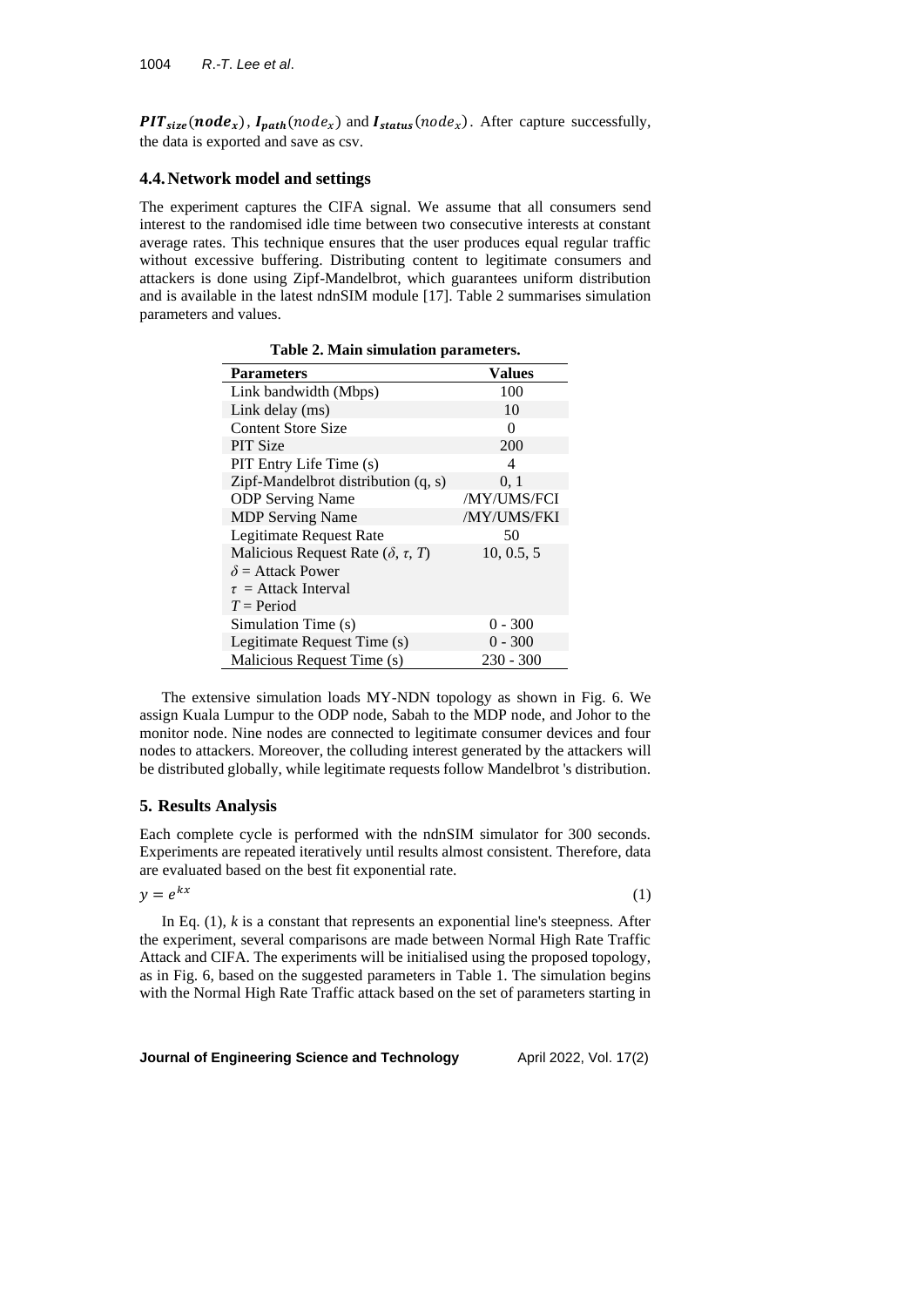$\boldsymbol{PIT_{size}(node_x)}$, $\boldsymbol{I_{path}}(node_x)$ and $\boldsymbol{I_{status}}(node_x)$. After capture successfully, the data is exported and save as csv.

### 4.4. Network model and settings

The experiment captures the CIFA signal. We assume that all consumers send interest to the randomised idle time between two consecutive interests at constant average rates. This technique ensures that the user produces equal regular traffic without excessive buffering. Distributing content to legitimate consumers and attackers is done using Zipf-Mandelbrot, which guarantees uniform distribution and is available in the latest ndnSIM module [17]. Table 2 summarises simulation parameters and values.

**Table 2. Main simulation parameters.**

| Parameters | Values |
|---|---|
| Link bandwidth (Mbps) | 100 |
| Link delay (ms) | 10 |
| Content Store Size | 0 |
| PIT Size | 200 |
| PIT Entry Life Time (s) | 4 |
| Zipf-Mandelbrot distribution (q, s) | 0, 1 |
| ODP Serving Name | /MY/UMS/FCI |
| MDP Serving Name | /MY/UMS/FKI |
| Legitimate Request Rate | 50 |
| Malicious Request Rate ($\delta$, $\tau$, $T$)<br>$\delta$ = Attack Power<br>$\tau$ = Attack Interval<br>$T$ = Period | 10, 0.5, 5 |
| Simulation Time (s) | 0 - 300 |
| Legitimate Request Time (s) | 0 - 300 |
| Malicious Request Time (s) | 230 - 300 |

The extensive simulation loads MY-NDN topology as shown in Fig. 6. We assign Kuala Lumpur to the ODP node, Sabah to the MDP node, and Johor to the monitor node. Nine nodes are connected to legitimate consumer devices and four nodes to attackers. Moreover, the colluding interest generated by the attackers will be distributed globally, while legitimate requests follow Mandelbrot 's distribution.

## 5. Results Analysis

Each complete cycle is performed with the ndnSIM simulator for 300 seconds. Experiments are repeated iteratively until results almost consistent. Therefore, data are evaluated based on the best fit exponential rate.

$$y = e^{kx} \tag{1}$$

In Eq. (1), $k$ is a constant that represents an exponential line's steepness. After the experiment, several comparisons are made between Normal High Rate Traffic Attack and CIFA. The experiments will be initialised using the proposed topology, as in Fig. 6, based on the suggested parameters in Table 1. The simulation begins with the Normal High Rate Traffic attack based on the set of parameters starting in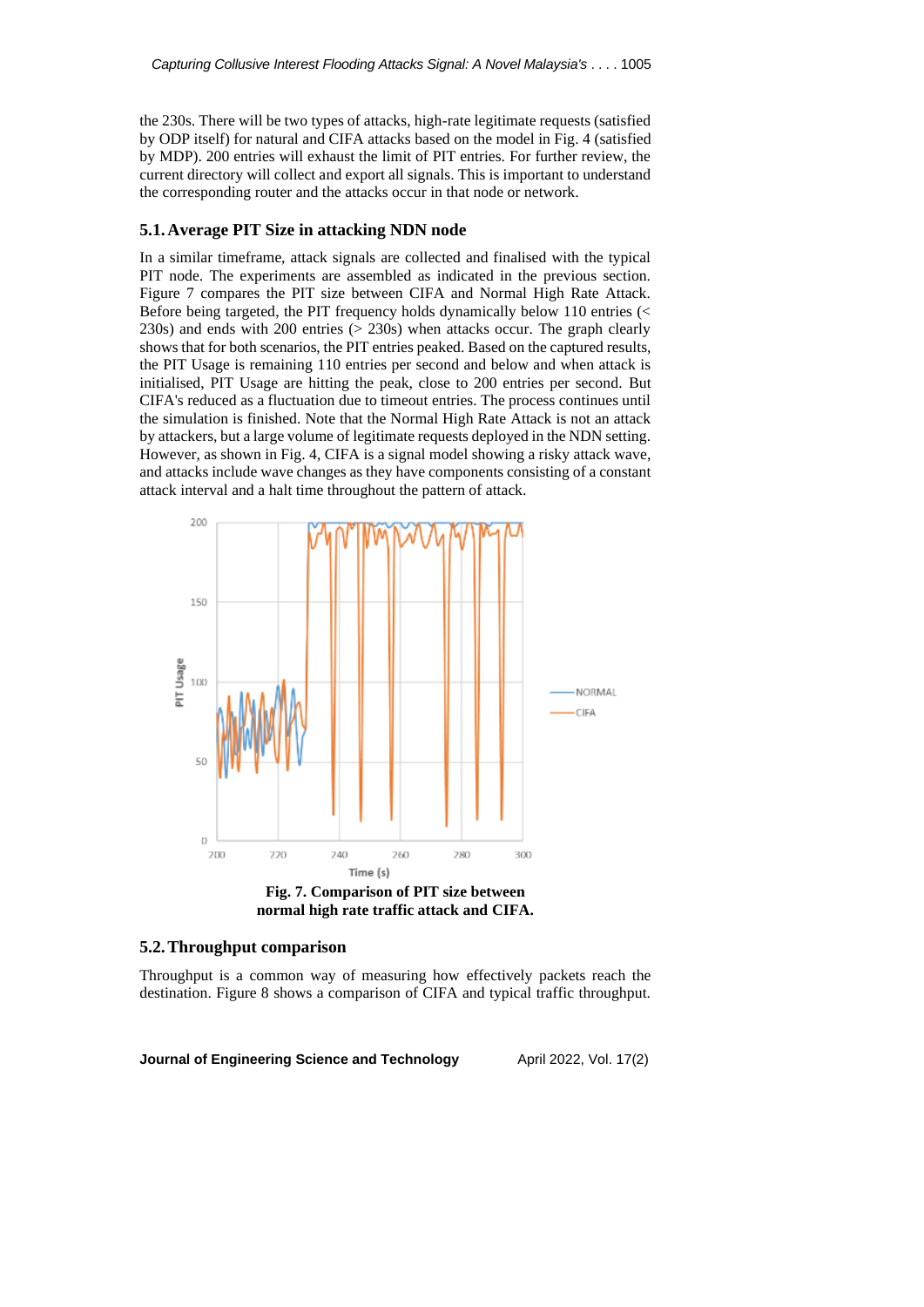the 230s. There will be two types of attacks, high-rate legitimate requests (satisfied by ODP itself) for natural and CIFA attacks based on the model in Fig. 4 (satisfied by MDP). 200 entries will exhaust the limit of PIT entries. For further review, the current directory will collect and export all signals. This is important to understand the corresponding router and the attacks occur in that node or network.

## 5.1. Average PIT Size in attacking NDN node

In a similar timeframe, attack signals are collected and finalised with the typical PIT node. The experiments are assembled as indicated in the previous section. Figure 7 compares the PIT size between CIFA and Normal High Rate Attack. Before being targeted, the PIT frequency holds dynamically below 110 entries (< 230s) and ends with 200 entries (> 230s) when attacks occur. The graph clearly shows that for both scenarios, the PIT entries peaked. Based on the captured results, the PIT Usage is remaining 110 entries per second and below and when attack is initialised, PIT Usage are hitting the peak, close to 200 entries per second. But CIFA's reduced as a fluctuation due to timeout entries. The process continues until the simulation is finished. Note that the Normal High Rate Attack is not an attack by attackers, but a large volume of legitimate requests deployed in the NDN setting. However, as shown in Fig. 4, CIFA is a signal model showing a risky attack wave, and attacks include wave changes as they have components consisting of a constant attack interval and a halt time throughout the pattern of attack.

**Fig. 7. Comparison of PIT size between normal high rate traffic attack and CIFA.**

## 5.2. Throughput comparison

Throughput is a common way of measuring how effectively packets reach the destination. Figure 8 shows a comparison of CIFA and typical traffic throughput.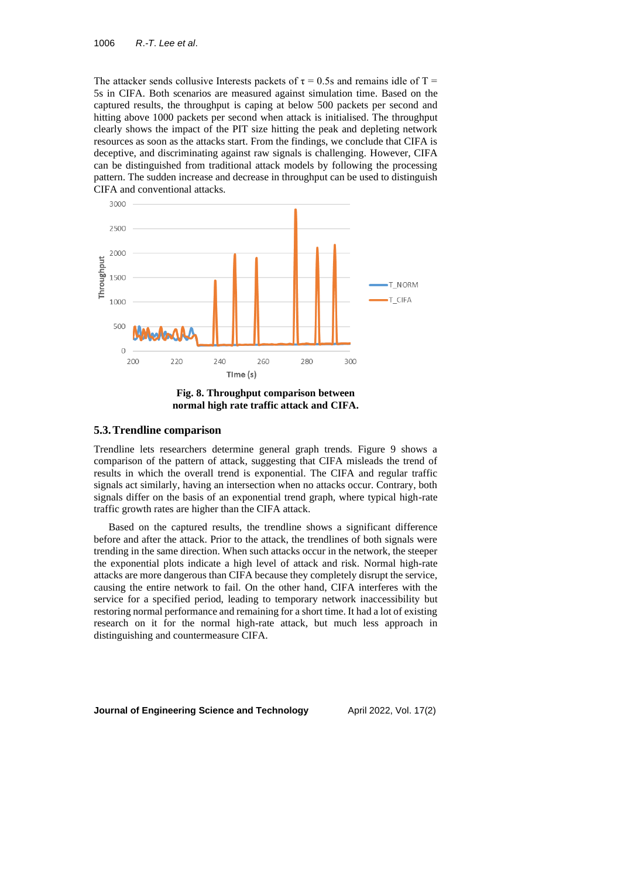The attacker sends collusive Interests packets of $\tau = 0.5$s and remains idle of $T = 5$s in CIFA. Both scenarios are measured against simulation time. Based on the captured results, the throughput is caping at below 500 packets per second and hitting above 1000 packets per second when attack is initialised. The throughput clearly shows the impact of the PIT size hitting the peak and depleting network resources as soon as the attacks start. From the findings, we conclude that CIFA is deceptive, and discriminating against raw signals is challenging. However, CIFA can be distinguished from traditional attack models by following the processing pattern. The sudden increase and decrease in throughput can be used to distinguish CIFA and conventional attacks.

**Fig. 8. Throughput comparison between normal high rate traffic attack and CIFA.**

## 5.3. Trendline comparison

Trendline lets researchers determine general graph trends. Figure 9 shows a comparison of the pattern of attack, suggesting that CIFA misleads the trend of results in which the overall trend is exponential. The CIFA and regular traffic signals act similarly, having an intersection when no attacks occur. Contrary, both signals differ on the basis of an exponential trend graph, where typical high-rate traffic growth rates are higher than the CIFA attack.

Based on the captured results, the trendline shows a significant difference before and after the attack. Prior to the attack, the trendlines of both signals were trending in the same direction. When such attacks occur in the network, the steeper the exponential plots indicate a high level of attack and risk. Normal high-rate attacks are more dangerous than CIFA because they completely disrupt the service, causing the entire network to fail. On the other hand, CIFA interferes with the service for a specified period, leading to temporary network inaccessibility but restoring normal performance and remaining for a short time. It had a lot of existing research on it for the normal high-rate attack, but much less approach in distinguishing and countermeasure CIFA.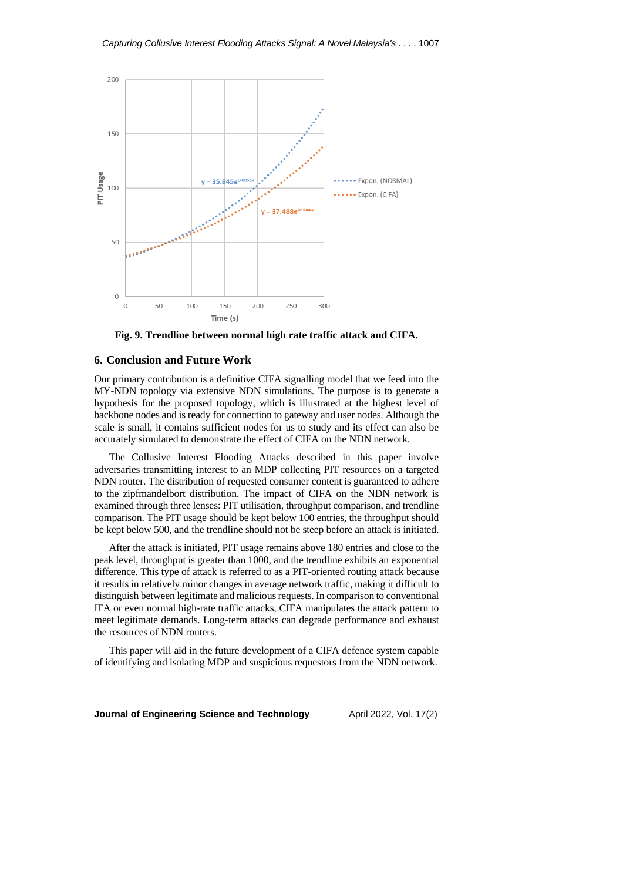Fig. 9. Trendline between normal high rate traffic attack and CIFA.

## 6. Conclusion and Future Work

Our primary contribution is a definitive CIFA signalling model that we feed into the MY-NDN topology via extensive NDN simulations. The purpose is to generate a hypothesis for the proposed topology, which is illustrated at the highest level of backbone nodes and is ready for connection to gateway and user nodes. Although the scale is small, it contains sufficient nodes for us to study and its effect can also be accurately simulated to demonstrate the effect of CIFA on the NDN network.

The Collusive Interest Flooding Attacks described in this paper involve adversaries transmitting interest to an MDP collecting PIT resources on a targeted NDN router. The distribution of requested consumer content is guaranteed to adhere to the zipfmandelbort distribution. The impact of CIFA on the NDN network is examined through three lenses: PIT utilisation, throughput comparison, and trendline comparison. The PIT usage should be kept below 100 entries, the throughput should be kept below 500, and the trendline should not be steep before an attack is initiated.

After the attack is initiated, PIT usage remains above 180 entries and close to the peak level, throughput is greater than 1000, and the trendline exhibits an exponential difference. This type of attack is referred to as a PIT-oriented routing attack because it results in relatively minor changes in average network traffic, making it difficult to distinguish between legitimate and malicious requests. In comparison to conventional IFA or even normal high-rate traffic attacks, CIFA manipulates the attack pattern to meet legitimate demands. Long-term attacks can degrade performance and exhaust the resources of NDN routers.

This paper will aid in the future development of a CIFA defence system capable of identifying and isolating MDP and suspicious requestors from the NDN network.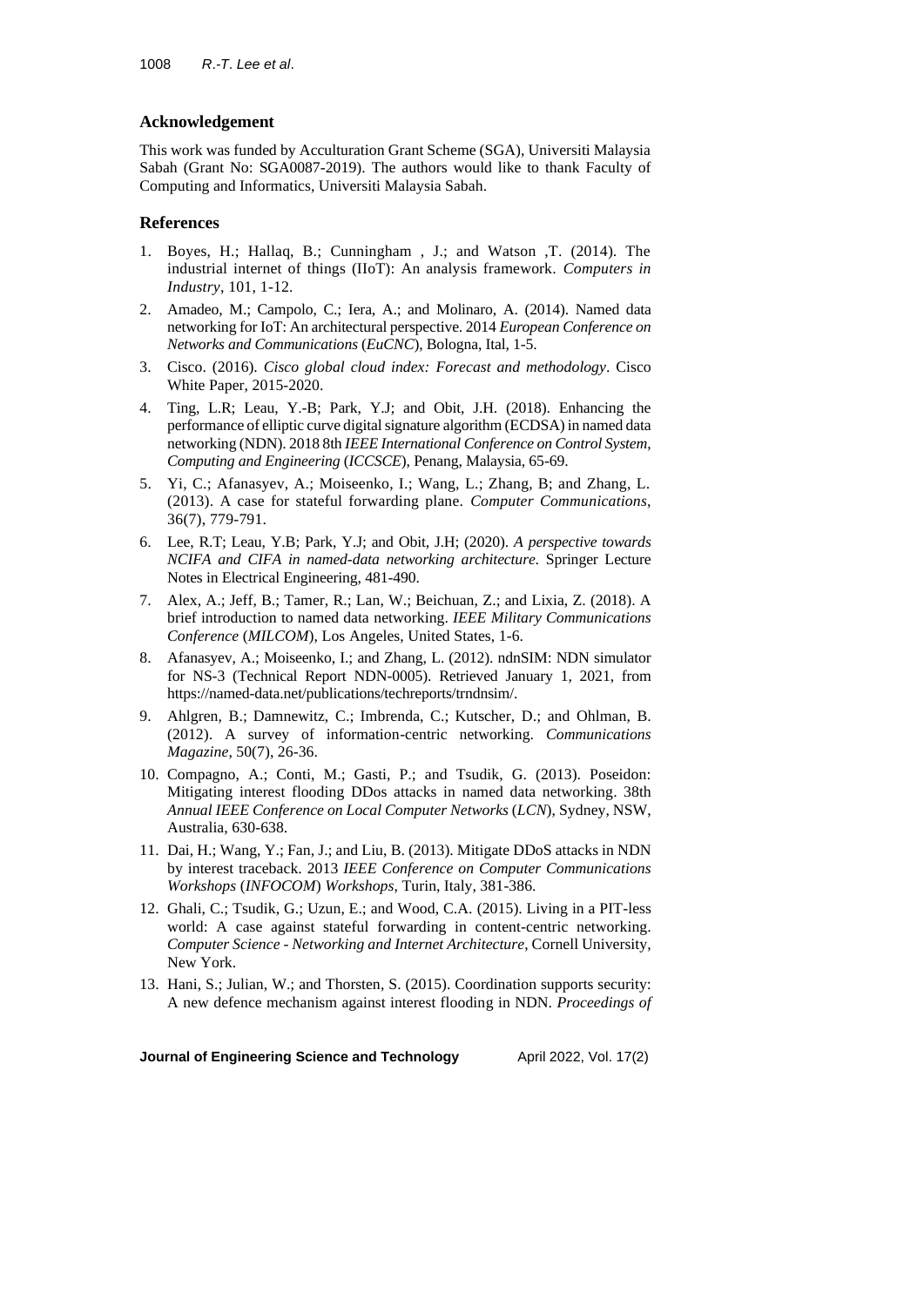## Acknowledgement

This work was funded by Acculturation Grant Scheme (SGA), Universiti Malaysia Sabah (Grant No: SGA0087-2019). The authors would like to thank Faculty of Computing and Informatics, Universiti Malaysia Sabah.

## References

1. Boyes, H.; Hallaq, B.; Cunningham , J.; and Watson ,T. (2014). The industrial internet of things (IIoT): An analysis framework. *Computers in Industry*, 101, 1-12.
2. Amadeo, M.; Campolo, C.; Iera, A.; and Molinaro, A. (2014). Named data networking for IoT: An architectural perspective. 2014 *European Conference on Networks and Communications* (*EuCNC*), Bologna, Ital, 1-5.
3. Cisco. (2016). *Cisco global cloud index: Forecast and methodology*. Cisco White Paper, 2015-2020.
4. Ting, L.R; Leau, Y.-B; Park, Y.J; and Obit, J.H. (2018). Enhancing the performance of elliptic curve digital signature algorithm (ECDSA) in named data networking (NDN). 2018 8th *IEEE International Conference on Control System, Computing and Engineering* (*ICCSCE*), Penang, Malaysia, 65-69.
5. Yi, C.; Afanasyev, A.; Moiseenko, I.; Wang, L.; Zhang, B; and Zhang, L. (2013). A case for stateful forwarding plane. *Computer Communications*, 36(7), 779-791.
6. Lee, R.T; Leau, Y.B; Park, Y.J; and Obit, J.H; (2020). *A perspective towards NCIFA and CIFA in named-data networking architecture.* Springer Lecture Notes in Electrical Engineering, 481-490.
7. Alex, A.; Jeff, B.; Tamer, R.; Lan, W.; Beichuan, Z.; and Lixia, Z. (2018). A brief introduction to named data networking. *IEEE Military Communications Conference* (*MILCOM*), Los Angeles, United States, 1-6.
8. Afanasyev, A.; Moiseenko, I.; and Zhang, L. (2012). ndnSIM: NDN simulator for NS-3 (Technical Report NDN-0005). Retrieved January 1, 2021, from https://named-data.net/publications/techreports/trndnsim/.
9. Ahlgren, B.; Damnewitz, C.; Imbrenda, C.; Kutscher, D.; and Ohlman, B. (2012). A survey of information-centric networking. *Communications Magazine*, 50(7), 26-36.
10. Compagno, A.; Conti, M.; Gasti, P.; and Tsudik, G. (2013). Poseidon: Mitigating interest flooding DDos attacks in named data networking. 38th *Annual IEEE Conference on Local Computer Networks* (*LCN*), Sydney, NSW, Australia, 630-638.
11. Dai, H.; Wang, Y.; Fan, J.; and Liu, B. (2013). Mitigate DDoS attacks in NDN by interest traceback. 2013 *IEEE Conference on Computer Communications Workshops* (*INFOCOM*) *Workshops*, Turin, Italy, 381-386.
12. Ghali, C.; Tsudik, G.; Uzun, E.; and Wood, C.A. (2015). Living in a PIT-less world: A case against stateful forwarding in content-centric networking. *Computer Science - Networking and Internet Architecture*, Cornell University, New York.
13. Hani, S.; Julian, W.; and Thorsten, S. (2015). Coordination supports security: A new defence mechanism against interest flooding in NDN. *Proceedings of*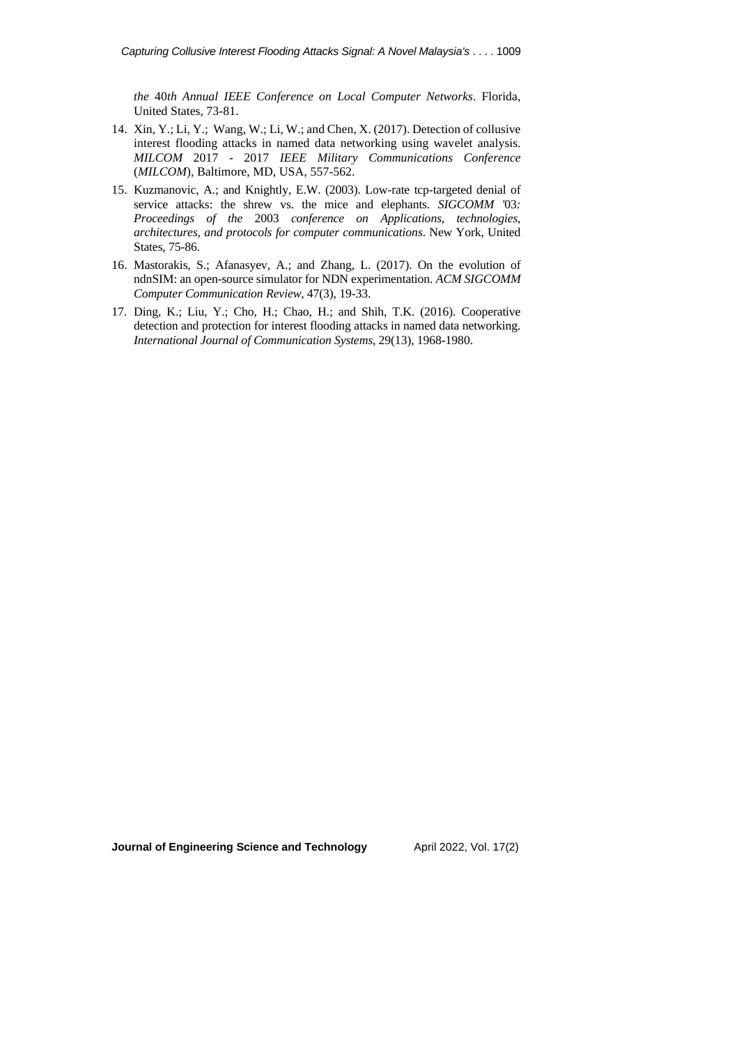*the* 40*th Annual IEEE Conference on Local Computer Networks*. Florida, United States, 73-81.

14. Xin, Y.; Li, Y.; Wang, W.; Li, W.; and Chen, X. (2017). Detection of collusive interest flooding attacks in named data networking using wavelet analysis. *MILCOM* 2017 - 2017 *IEEE Military Communications Conference* (*MILCOM*), Baltimore, MD, USA, 557-562.
15. Kuzmanovic, A.; and Knightly, E.W. (2003). Low-rate tcp-targeted denial of service attacks: the shrew vs. the mice and elephants. *SIGCOMM* '03*: Proceedings of the* 2003 *conference on Applications, technologies, architectures, and protocols for computer communications*. New York, United States, 75-86.
16. Mastorakis, S.; Afanasyev, A.; and Zhang, L. (2017). On the evolution of ndnSIM: an open-source simulator for NDN experimentation. *ACM SIGCOMM Computer Communication Review*, 47(3), 19-33.
17. Ding, K.; Liu, Y.; Cho, H.; Chao, H.; and Shih, T.K. (2016). Cooperative detection and protection for interest flooding attacks in named data networking. *International Journal of Communication Systems*, 29(13), 1968-1980.